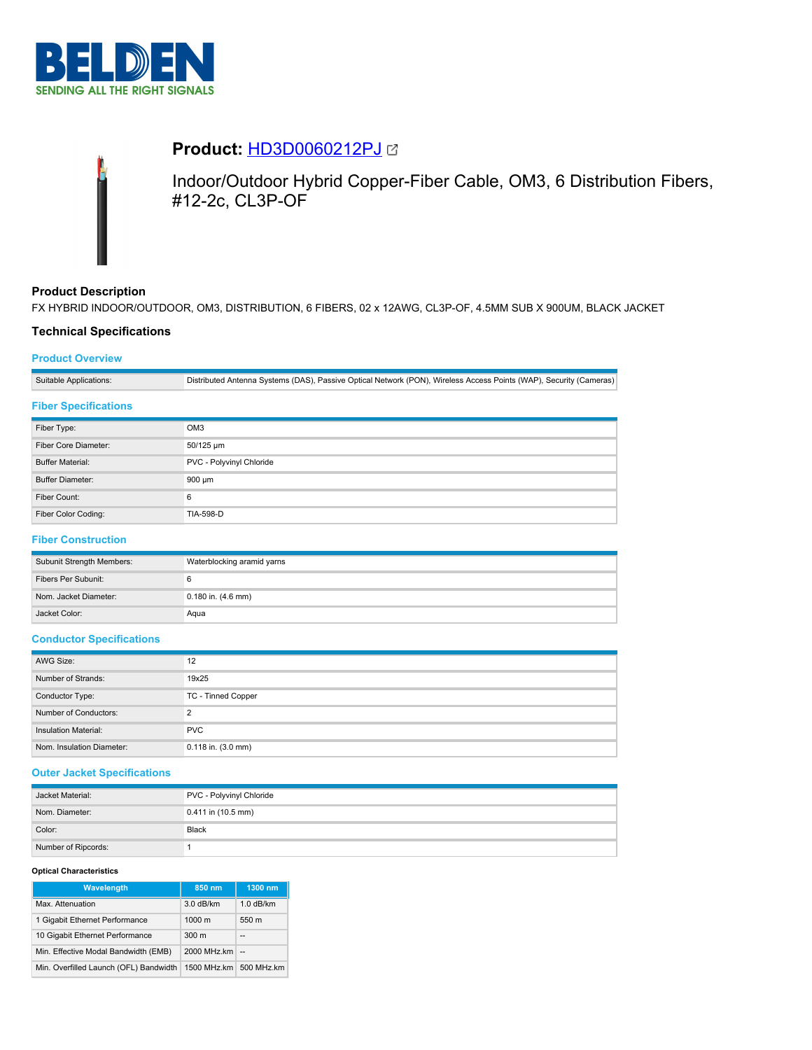# Product: HD3D0060212PJ

Indoor/Outdoor Hybrid Copper-Fiber Cable, OM3, 6 Distribution Fibers, #12-2c, CL3P-OF

## Product Description

FX HYBRID INDOOR/OUTDOOR, OM3, DISTRIBUTION, 6 FIBERS, 02 x 12AWG, CL3P-OF, 4.5MM SUB X 900UM, BLACK JACKET

## Technical Specifications

### Product Overview

| | |
|---|---|
| Suitable Applications: | Distributed Antenna Systems (DAS), Passive Optical Network (PON), Wireless Access Points (WAP), Security (Cameras) |

### Fiber Specifications

| | |
|---|---|
| Fiber Type: | OM3 |
| Fiber Core Diameter: | 50/125 µm |
| Buffer Material: | PVC - Polyvinyl Chloride |
| Buffer Diameter: | 900 µm |
| Fiber Count: | 6 |
| Fiber Color Coding: | TIA-598-D |

### Fiber Construction

| | |
|---|---|
| Subunit Strength Members: | Waterblocking aramid yarns |
| Fibers Per Subunit: | 6 |
| Nom. Jacket Diameter: | 0.180 in. (4.6 mm) |
| Jacket Color: | Aqua |

### Conductor Specifications

| | |
|---|---|
| AWG Size: | 12 |
| Number of Strands: | 19x25 |
| Conductor Type: | TC - Tinned Copper |
| Number of Conductors: | 2 |
| Insulation Material: | PVC |
| Nom. Insulation Diameter: | 0.118 in. (3.0 mm) |

### Outer Jacket Specifications

| | |
|---|---|
| Jacket Material: | PVC - Polyvinyl Chloride |
| Nom. Diameter: | 0.411 in (10.5 mm) |
| Color: | Black |
| Number of Ripcords: | 1 |

#### Optical Characteristics

| Wavelength | 850 nm | 1300 nm |
|---|---|---|
| Max. Attenuation | 3.0 dB/km | 1.0 dB/km |
| 1 Gigabit Ethernet Performance | 1000 m | 550 m |
| 10 Gigabit Ethernet Performance | 300 m | -- |
| Min. Effective Modal Bandwidth (EMB) | 2000 MHz.km | -- |
| Min. Overfilled Launch (OFL) Bandwidth | 1500 MHz.km | 500 MHz.km |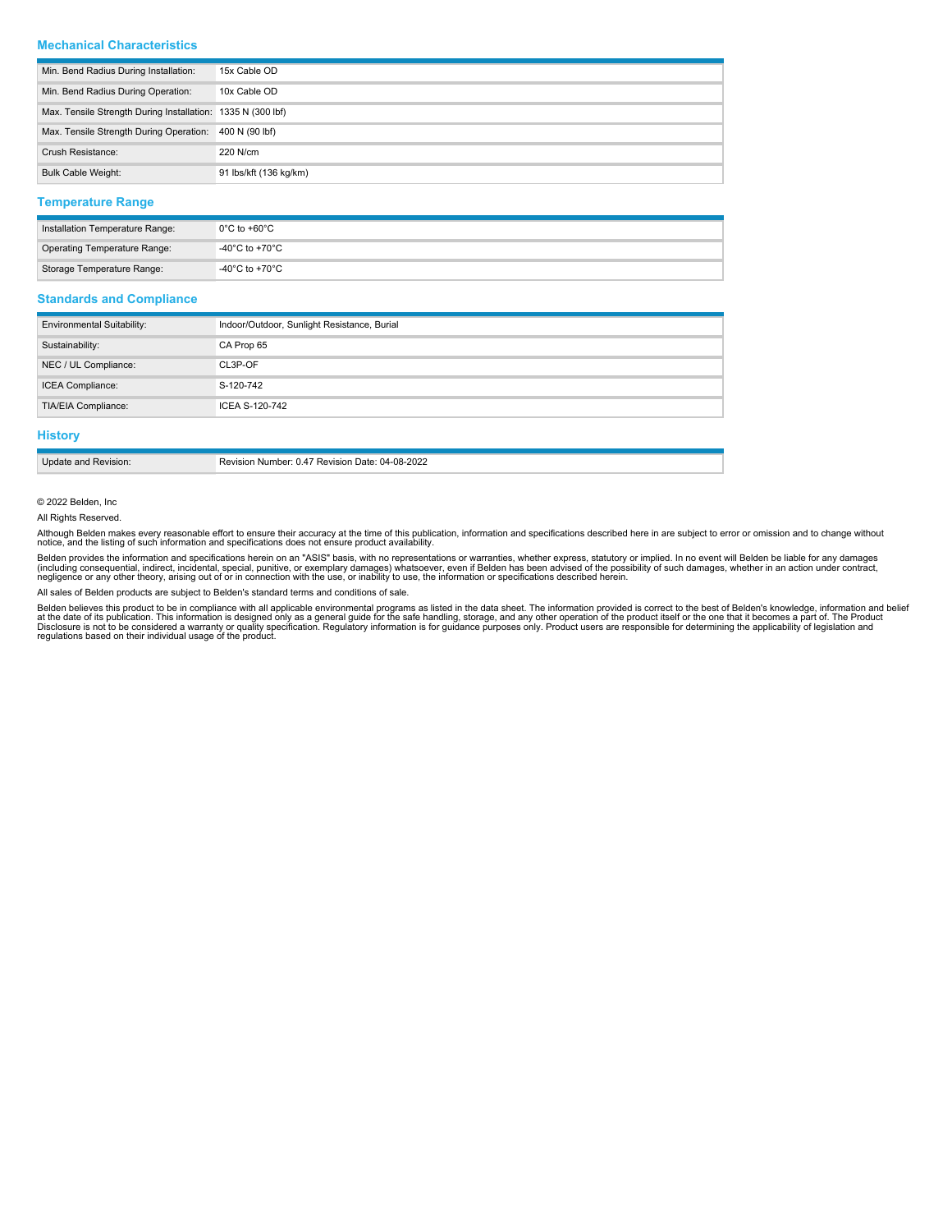## Mechanical Characteristics

| | |
|---|---|
| Min. Bend Radius During Installation: | 15x Cable OD |
| Min. Bend Radius During Operation: | 10x Cable OD |
| Max. Tensile Strength During Installation: | 1335 N (300 lbf) |
| Max. Tensile Strength During Operation: | 400 N (90 lbf) |
| Crush Resistance: | 220 N/cm |
| Bulk Cable Weight: | 91 lbs/kft (136 kg/km) |

## Temperature Range

| | |
|---|---|
| Installation Temperature Range: | 0°C to +60°C |
| Operating Temperature Range: | -40°C to +70°C |
| Storage Temperature Range: | -40°C to +70°C |

## Standards and Compliance

| | |
|---|---|
| Environmental Suitability: | Indoor/Outdoor, Sunlight Resistance, Burial |
| Sustainability: | CA Prop 65 |
| NEC / UL Compliance: | CL3P-OF |
| ICEA Compliance: | S-120-742 |
| TIA/EIA Compliance: | ICEA S-120-742 |

## History

| | |
|---|---|
| Update and Revision: | Revision Number: 0.47 Revision Date: 04-08-2022 |

© 2022 Belden, Inc

All Rights Reserved.

Although Belden makes every reasonable effort to ensure their accuracy at the time of this publication, information and specifications described here in are subject to error or omission and to change without notice, and the listing of such information and specifications does not ensure product availability.

Belden provides the information and specifications herein on an "ASIS" basis, with no representations or warranties, whether express, statutory or implied. In no event will Belden be liable for any damages (including consequential, indirect, incidental, special, punitive, or exemplary damages) whatsoever, even if Belden has been advised of the possibility of such damages, whether in an action under contract, negligence or any other theory, arising out of or in connection with the use, or inability to use, the information or specifications described herein.

All sales of Belden products are subject to Belden's standard terms and conditions of sale.

Belden believes this product to be in compliance with all applicable environmental programs as listed in the data sheet. The information provided is correct to the best of Belden's knowledge, information and belief at the date of its publication. This information is designed only as a general guide for the safe handling, storage, and any other operation of the product itself or the one that it becomes a part of. The Product Disclosure is not to be considered a warranty or quality specification. Regulatory information is for guidance purposes only. Product users are responsible for determining the applicability of legislation and regulations based on their individual usage of the product.